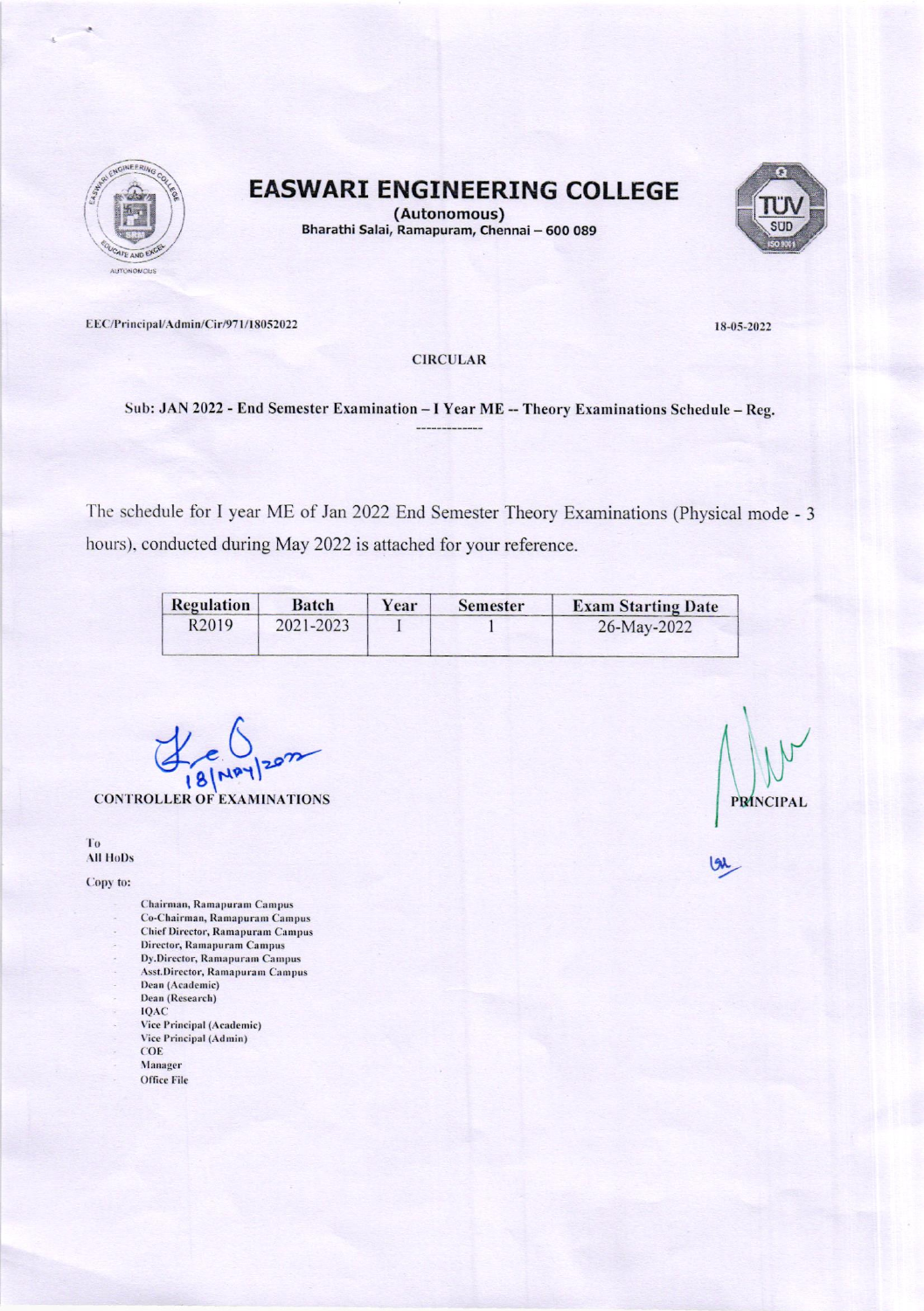# EASWARI ENGINEERING COLLEGE

**(Autonomous)**
**Bharathi Salai, Ramapuram, Chennai – 600 089**

EEC/Principal/Admin/Cir/971/18052022

18-05-2022

CIRCULAR

**Sub: JAN 2022 - End Semester Examination – I Year ME -- Theory Examinations Schedule – Reg.**

The schedule for I year ME of Jan 2022 End Semester Theory Examinations (Physical mode - 3 hours), conducted during May 2022 is attached for your reference.

| Regulation | Batch | Year | Semester | Exam Starting Date |
|---|---|---|---|---|
| R2019 | 2021-2023 | I | 1 | 26-May-2022 |

18/May/2022

CONTROLLER OF EXAMINATIONS

PRINCIPAL

To
All HoDs

Copy to:

- Chairman, Ramapuram Campus
- Co-Chairman, Ramapuram Campus
- Chief Director, Ramapuram Campus
- Director, Ramapuram Campus
- Dy.Director, Ramapuram Campus
- Asst.Director, Ramapuram Campus
- Dean (Academic)
- Dean (Research)
- IQAC
- Vice Principal (Academic)
- Vice Principal (Admin)
- COE
- Manager
- Office File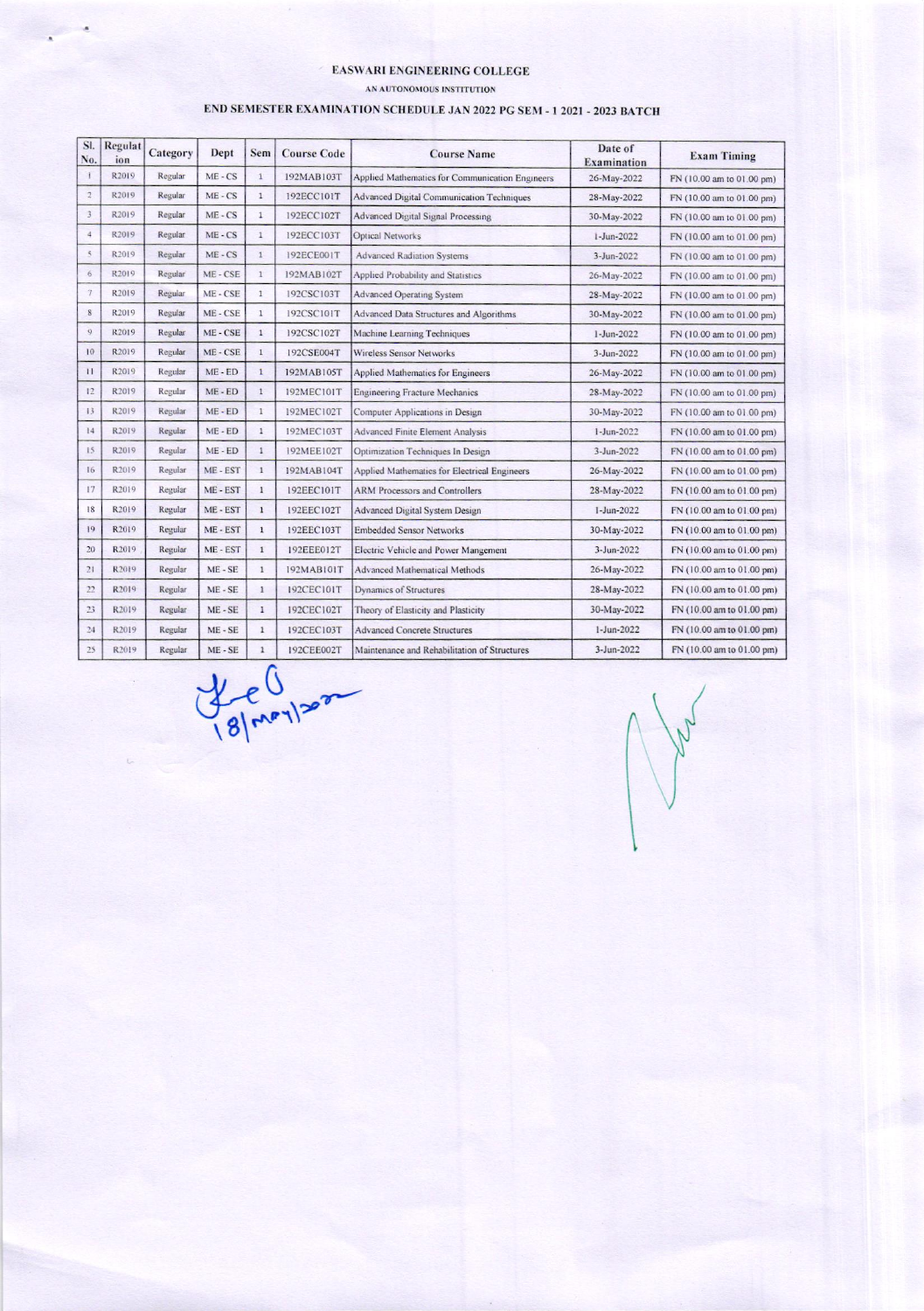# EASWARI ENGINEERING COLLEGE

AN AUTONOMOUS INSTITUTION

## END SEMESTER EXAMINATION SCHEDULE JAN 2022 PG SEM - 1 2021 - 2023 BATCH

| Sl. No. | Regulation | Category | Dept | Sem | Course Code | Course Name | Date of Examination | Exam Timing |
|---|---|---|---|---|---|---|---|---|
| 1 | R2019 | Regular | ME - CS | 1 | 192MAB103T | Applied Mathematics for Communication Engineers | 26-May-2022 | FN (10.00 am to 01.00 pm) |
| 2 | R2019 | Regular | ME - CS | 1 | 192ECC101T | Advanced Digital Communication Techniques | 28-May-2022 | FN (10.00 am to 01.00 pm) |
| 3 | R2019 | Regular | ME - CS | 1 | 192ECC102T | Advanced Digital Signal Processing | 30-May-2022 | FN (10.00 am to 01.00 pm) |
| 4 | R2019 | Regular | ME - CS | 1 | 192ECC103T | Optical Networks | 1-Jun-2022 | FN (10.00 am to 01.00 pm) |
| 5 | R2019 | Regular | ME - CS | 1 | 192ECE001T | Advanced Radiation Systems | 3-Jun-2022 | FN (10.00 am to 01.00 pm) |
| 6 | R2019 | Regular | ME - CSE | 1 | 192MAB102T | Applied Probability and Statistics | 26-May-2022 | FN (10.00 am to 01.00 pm) |
| 7 | R2019 | Regular | ME - CSE | 1 | 192CSC103T | Advanced Operating System | 28-May-2022 | FN (10.00 am to 01.00 pm) |
| 8 | R2019 | Regular | ME - CSE | 1 | 192CSC101T | Advanced Data Structures and Algorithms | 30-May-2022 | FN (10.00 am to 01.00 pm) |
| 9 | R2019 | Regular | ME - CSE | 1 | 192CSC102T | Machine Learning Techniques | 1-Jun-2022 | FN (10.00 am to 01.00 pm) |
| 10 | R2019 | Regular | ME - CSE | 1 | 192CSE004T | Wireless Sensor Networks | 3-Jun-2022 | FN (10.00 am to 01.00 pm) |
| 11 | R2019 | Regular | ME - ED | 1 | 192MAB105T | Applied Mathematics for Engineers | 26-May-2022 | FN (10.00 am to 01.00 pm) |
| 12 | R2019 | Regular | ME - ED | 1 | 192MEC101T | Engineering Fracture Mechanics | 28-May-2022 | FN (10.00 am to 01.00 pm) |
| 13 | R2019 | Regular | ME - ED | 1 | 192MEC102T | Computer Applications in Design | 30-May-2022 | FN (10.00 am to 01.00 pm) |
| 14 | R2019 | Regular | ME - ED | 1 | 192MEC103T | Advanced Finite Element Analysis | 1-Jun-2022 | FN (10.00 am to 01.00 pm) |
| 15 | R2019 | Regular | ME - ED | 1 | 192MEE102T | Optimization Techniques In Design | 3-Jun-2022 | FN (10.00 am to 01.00 pm) |
| 16 | R2019 | Regular | ME - EST | 1 | 192MAB104T | Applied Mathematics for Electrical Engineers | 26-May-2022 | FN (10.00 am to 01.00 pm) |
| 17 | R2019 | Regular | ME - EST | 1 | 192EEC101T | ARM Processors and Controllers | 28-May-2022 | FN (10.00 am to 01.00 pm) |
| 18 | R2019 | Regular | ME - EST | 1 | 192EEC102T | Advanced Digital System Design | 1-Jun-2022 | FN (10.00 am to 01.00 pm) |
| 19 | R2019 | Regular | ME - EST | 1 | 192EEC103T | Embedded Sensor Networks | 30-May-2022 | FN (10.00 am to 01.00 pm) |
| 20 | R2019 | Regular | ME - EST | 1 | 192EEE012T | Electric Vehicle and Power Mangement | 3-Jun-2022 | FN (10.00 am to 01.00 pm) |
| 21 | R2019 | Regular | ME - SE | 1 | 192MAB101T | Advanced Mathematical Methods | 26-May-2022 | FN (10.00 am to 01.00 pm) |
| 22 | R2019 | Regular | ME - SE | 1 | 192CEC101T | Dynamics of Structures | 28-May-2022 | FN (10.00 am to 01.00 pm) |
| 23 | R2019 | Regular | ME - SE | 1 | 192CEC102T | Theory of Elasticity and Plasticity | 30-May-2022 | FN (10.00 am to 01.00 pm) |
| 24 | R2019 | Regular | ME - SE | 1 | 192CEC103T | Advanced Concrete Structures | 1-Jun-2022 | FN (10.00 am to 01.00 pm) |
| 25 | R2019 | Regular | ME - SE | 1 | 192CEE002T | Maintenance and Rehabilitation of Structures | 3-Jun-2022 | FN (10.00 am to 01.00 pm) |

18/May/2022